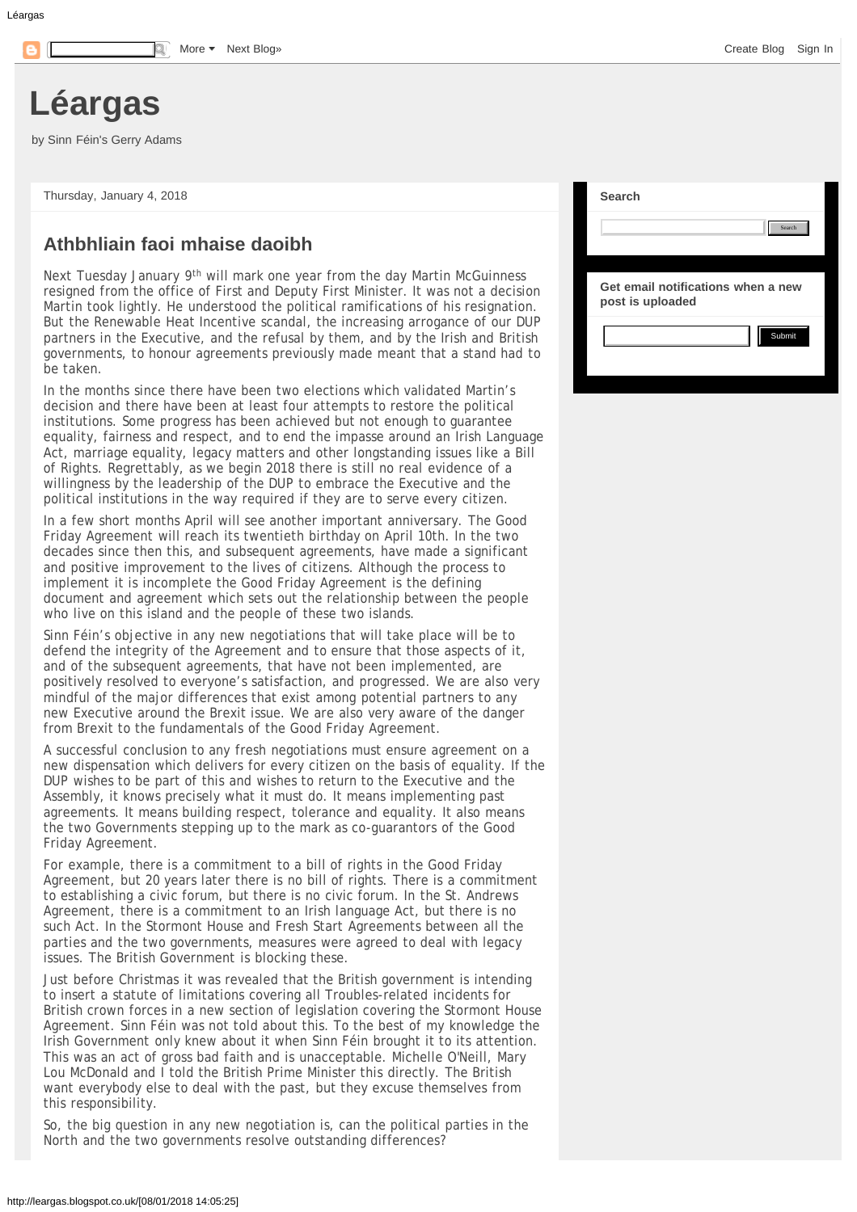# Léargas

by Sinn Féin's Gerry Adams

Thursday, January 4, 2018

## Athbhliain faoi mhaise daoibh

Next Tuesday January 9th will mark one year from the day Martin McGuinness resigned from the office of First and Deputy First Minister. It was not a decision Martin took lightly. He understood the political ramifications of his resignation. But the Renewable Heat Incentive scandal, the increasing arrogance of our DUP partners in the Executive, and the refusal by them, and by the Irish and British governments, to honour agreements previously made meant that a stand had to be taken.

In the months since there have been two elections which validated Martin's decision and there have been at least four attempts to restore the political institutions. Some progress has been achieved but not enough to guarantee equality, fairness and respect, and to end the impasse around an Irish Language Act, marriage equality, legacy matters and other longstanding issues like a Bill of Rights. Regrettably, as we begin 2018 there is still no real evidence of a willingness by the leadership of the DUP to embrace the Executive and the political institutions in the way required if they are to serve every citizen.

In a few short months April will see another important anniversary. The Good Friday Agreement will reach its twentieth birthday on April 10th. In the two decades since then this, and subsequent agreements, have made a significant and positive improvement to the lives of citizens. Although the process to implement it is incomplete the Good Friday Agreement is the defining document and agreement which sets out the relationship between the people who live on this island and the people of these two islands.

Sinn Féin's objective in any new negotiations that will take place will be to defend the integrity of the Agreement and to ensure that those aspects of it, and of the subsequent agreements, that have not been implemented, are positively resolved to everyone's satisfaction, and progressed. We are also very mindful of the major differences that exist among potential partners to any new Executive around the Brexit issue. We are also very aware of the danger from Brexit to the fundamentals of the Good Friday Agreement.

A successful conclusion to any fresh negotiations must ensure agreement on a new dispensation which delivers for every citizen on the basis of equality. If the DUP wishes to be part of this and wishes to return to the Executive and the Assembly, it knows precisely what it must do. It means implementing past agreements. It means building respect, tolerance and equality. It also means the two Governments stepping up to the mark as co-guarantors of the Good Friday Agreement.

For example, there is a commitment to a bill of rights in the Good Friday Agreement, but 20 years later there is no bill of rights. There is a commitment to establishing a civic forum, but there is no civic forum. In the St. Andrews Agreement, there is a commitment to an Irish language Act, but there is no such Act. In the Stormont House and Fresh Start Agreements between all the parties and the two governments, measures were agreed to deal with legacy issues. The British Government is blocking these.

Just before Christmas it was revealed that the British government is intending to insert a statute of limitations covering all Troubles-related incidents for British crown forces in a new section of legislation covering the Stormont House Agreement. Sinn Féin was not told about this. To the best of my knowledge the Irish Government only knew about it when Sinn Féin brought it to its attention. This was an act of gross bad faith and is unacceptable. Michelle O'Neill, Mary Lou McDonald and I told the British Prime Minister this directly. The British want everybody else to deal with the past, but they excuse themselves from this responsibility.

So, the big question in any new negotiation is, can the political parties in the North and the two governments resolve outstanding differences?

Search

Get email notifications when a new post is uploaded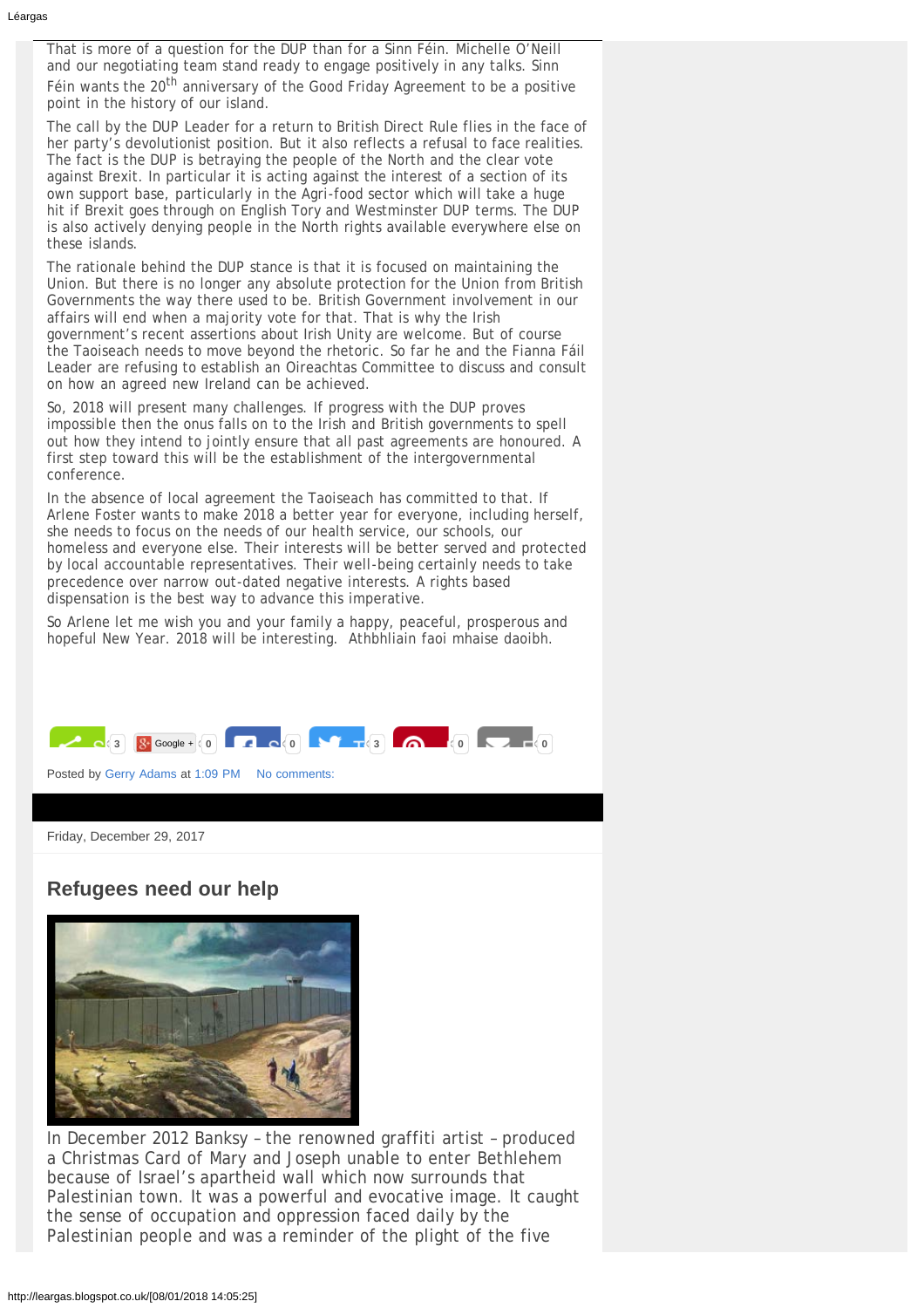That is more of a question for the DUP than for a Sinn Féin. Michelle O'Neill and our negotiating team stand ready to engage positively in any talks. Sinn Féin wants the 20th anniversary of the Good Friday Agreement to be a positive point in the history of our island.

The call by the DUP Leader for a return to British Direct Rule flies in the face of her party's devolutionist position. But it also reflects a refusal to face realities. The fact is the DUP is betraying the people of the North and the clear vote against Brexit. In particular it is acting against the interest of a section of its own support base, particularly in the Agri-food sector which will take a huge hit if Brexit goes through on English Tory and Westminster DUP terms. The DUP is also actively denying people in the North rights available everywhere else on these islands.

The rationale behind the DUP stance is that it is focused on maintaining the Union. But there is no longer any absolute protection for the Union from British Governments the way there used to be. British Government involvement in our affairs will end when a majority vote for that. That is why the Irish government's recent assertions about Irish Unity are welcome. But of course the Taoiseach needs to move beyond the rhetoric. So far he and the Fianna Fáil Leader are refusing to establish an Oireachtas Committee to discuss and consult on how an agreed new Ireland can be achieved.

So, 2018 will present many challenges. If progress with the DUP proves impossible then the onus falls on to the Irish and British governments to spell out how they intend to jointly ensure that all past agreements are honoured. A first step toward this will be the establishment of the intergovernmental conference.

In the absence of local agreement the Taoiseach has committed to that. If Arlene Foster wants to make 2018 a better year for everyone, including herself, she needs to focus on the needs of our health service, our schools, our homeless and everyone else. Their interests will be better served and protected by local accountable representatives. Their well-being certainly needs to take precedence over narrow out-dated negative interests. A rights based dispensation is the best way to advance this imperative.

So Arlene let me wish you and your family a happy, peaceful, prosperous and hopeful New Year. 2018 will be interesting. Athbhliain faoi mhaise daoibh.

3 Google + 0 0 3 0 0

Posted by Gerry Adams at 1:09 PM No comments:

Friday, December 29, 2017

## Refugees need our help

In December 2012 Banksy – the renowned graffiti artist – produced a Christmas Card of Mary and Joseph unable to enter Bethlehem because of Israel's apartheid wall which now surrounds that Palestinian town. It was a powerful and evocative image. It caught the sense of occupation and oppression faced daily by the Palestinian people and was a reminder of the plight of the five